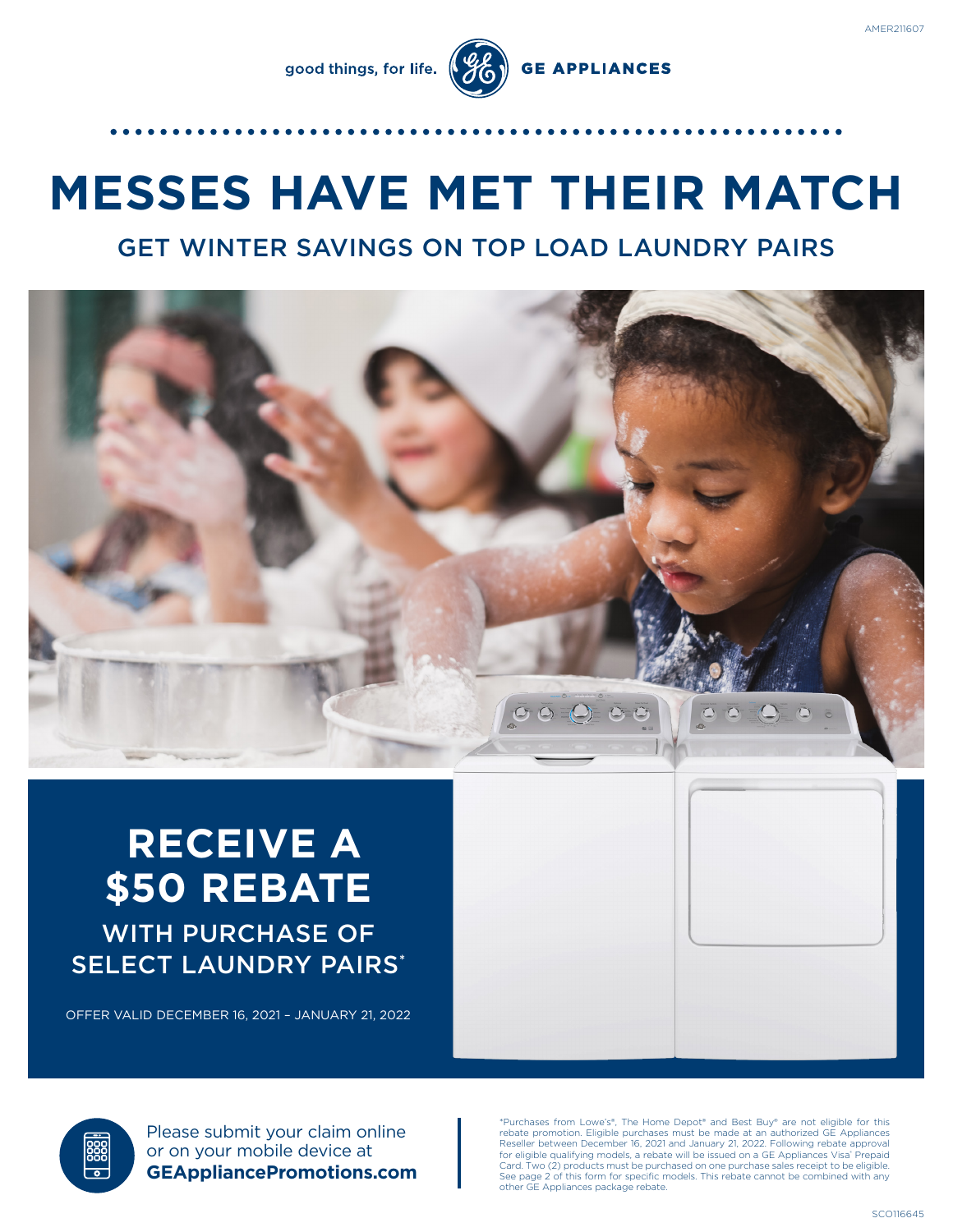AMER211607

good things, for life. **GE APPLIANCES**

# MESSES HAVE MET THEIR MATCH

## GET WINTER SAVINGS ON TOP LOAD LAUNDRY PAIRS

## RECEIVE A $50 REBATE

### WITH PURCHASE OF SELECT LAUNDRY PAIRS*

OFFER VALID DECEMBER 16, 2021 – JANUARY 21, 2022

Please submit your claim online or on your mobile device at **GEAppliancePromotions.com**

*Purchases from Lowe's®, The Home Depot® and Best Buy® are not eligible for this rebate promotion. Eligible purchases must be made at an authorized GE Appliances Reseller between December 16, 2021 and January 21, 2022. Following rebate approval for eligible qualifying models, a rebate will be issued on a GE Appliances Visa® Prepaid Card. Two (2) products must be purchased on one purchase sales receipt to be eligible. See page 2 of this form for specific models. This rebate cannot be combined with any other GE Appliances package rebate.

SCO116645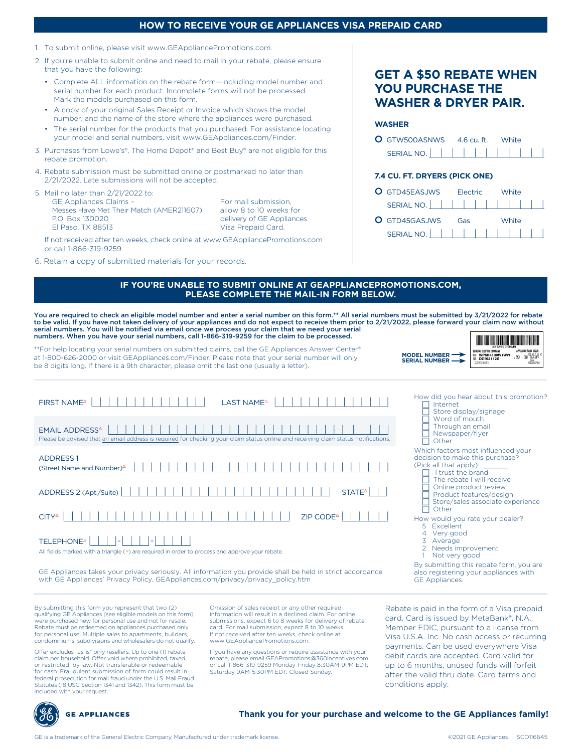## HOW TO RECEIVE YOUR GE APPLIANCES VISA PREPAID CARD

1. To submit online, please visit www.GEAppliancePromotions.com.
2. If you're unable to submit online and need to mail in your rebate, please ensure that you have the following:
   - Complete ALL information on the rebate form—including model number and serial number for each product. Incomplete forms will not be processed. Mark the models purchased on this form.
   - A copy of your original Sales Receipt or Invoice which shows the model number, and the name of the store where the appliances were purchased.
   - The serial number for the products that you purchased. For assistance locating your model and serial numbers, visit www.GEAppliances.com/Finder.
3. Purchases from Lowe's®, The Home Depot® and Best Buy® are not eligible for this rebate promotion.
4. Rebate submission must be submitted online or postmarked no later than 2/21/2022. Late submissions will not be accepted.
5. Mail no later than 2/21/2022 to:
   GE Appliances Claims –
   Messes Have Met Their Match (AMER211607)
   P.O. Box 130020
   El Paso, TX 88513

   For mail submission, allow 8 to 10 weeks for delivery of GE Appliances Visa Prepaid Card.

   If not received after ten weeks, check online at www.GEAppliancePromotions.com or call 1-866-319-9259.
6. Retain a copy of submitted materials for your records.

## GET A $50 REBATE WHEN YOU PURCHASE THE WASHER & DRYER PAIR.

**WASHER**

O GTW500ASNWS 4.6 cu. ft. White
SERIAL NO. | | | | | | | | | |

**7.4 CU. FT. DRYERS (PICK ONE)**

O GTD45EASJWS Electric White
SERIAL NO. | | | | | | | | | |

O GTD45GASJWS Gas White
SERIAL NO. | | | | | | | | | |

## IF YOU'RE UNABLE TO SUBMIT ONLINE AT GEAPPLIANCEPROMOTIONS.COM, PLEASE COMPLETE THE MAIL-IN FORM BELOW.

**You are required to check an eligible model number and enter a serial number on this form.\*\* All serial numbers must be submitted by 3/21/2022 for rebate to be valid. If you have not taken delivery of your appliances and do not expect to receive them prior to 2/21/2022, please forward your claim now without serial numbers. You will be notified via email once we process your claim that we need your serial numbers. When you have your serial numbers, call 1-866-319-9259 for the claim to be processed.**

\*\*For help locating your serial numbers on submitted claims, call the GE Appliances Answer Center® at 1-800-626-2000 or visit GEAppliances.com/Finder. Please note that your serial number will only be 8 digits long. If there is a 9th character, please omit the last one (usually a letter).

MODEL NUMBER →
SERIAL NUMBER →

FIRST NAME△ | | | | | | | | | | | | LAST NAME△ | | | | | | | | | | | |

EMAIL ADDRESS△ | | | | | | | | | | | | | | | | | | | | | | | | | |
Please be advised that an email address is required for checking your claim status online and receiving claim status notifications.

ADDRESS 1 (Street Name and Number)△ | | | | | | | | | | | | | | | | | | | | | | | |

ADDRESS 2 (Apt./Suite) | | | | | | | | | | | | | | | | | | | | | | STATE△ | | |

CITY△ | | | | | | | | | | | | | | | | | | | | | | ZIP CODE△ | | | | | |

TELEPHONE△ | | | |-| | | |-| | | | |

All fields marked with a triangle (△) are required in order to process and approve your rebate.

GE Appliances takes your privacy seriously. All information you provide shall be held in strict accordance with GE Appliances' Privacy Policy. GEAppliances.com/privacy/privacy_policy.htm

How did you hear about this promotion?
- ☐ Internet
- ☐ Store display/signage
- ☐ Word of mouth
- ☐ Through an email
- ☐ Newspaper/flyer
- ☐ Other

Which factors most influenced your decision to make this purchase? (Pick all that apply) ______
- ☐ I trust the brand
- ☐ The rebate I will receive
- ☐ Online product review
- ☐ Product features/design
- ☐ Store/sales associate experience
- ☐ Other

How would you rate your dealer?
- 5 Excellent
- 4 Very good
- 3 Average
- 2 Needs improvement
- 1 Not very good

By submitting this rebate form, you are also registering your appliances with GE Appliances.

By submitting this form you represent that two (2) qualifying GE Appliances (see eligible models on this form) were purchased new for personal use and not for resale. Rebate must be redeemed on appliances purchased only for personal use. Multiple sales to apartments, builders, condominiums, subdivisions and wholesalers do not qualify.

Offer excludes "as-is" only resellers. Up to one (1) rebate claim per household. Offer void where prohibited, taxed, or restricted by law. Not transferable or redeemable for cash. Fraudulent submission of form could result in federal prosecution for mail fraud under the U.S. Mail Fraud Statutes (18 USC Section 1341 and 1342). This form must be included with your request.

Omission of sales receipt or any other required information will result in a declined claim. For online submissions, expect 6 to 8 weeks for delivery of rebate card. For mail submission, expect 8 to 10 weeks. If not received after ten weeks, check online at www.GEAppliancePromotions.com.

If you have any questions or require assistance with your rebate, please email GEAPromotions@360Incentives.com or call 1-866-319-9259 Monday-Friday 8:30AM-9PM EDT; Saturday 9AM-5:30PM EDT; Closed Sunday.

Rebate is paid in the form of a Visa prepaid card. Card is issued by MetaBank®, N.A., Member FDIC, pursuant to a license from Visa U.S.A. Inc. No cash access or recurring payments. Can be used everywhere Visa debit cards are accepted. Card valid for up to 6 months, unused funds will forfeit after the valid thru date. Card terms and conditions apply.

GE APPLIANCES

**Thank you for your purchase and welcome to the GE Appliances family!**

GE is a trademark of the General Electric Company. Manufactured under trademark license.

©2021 GE Appliances SCO116645